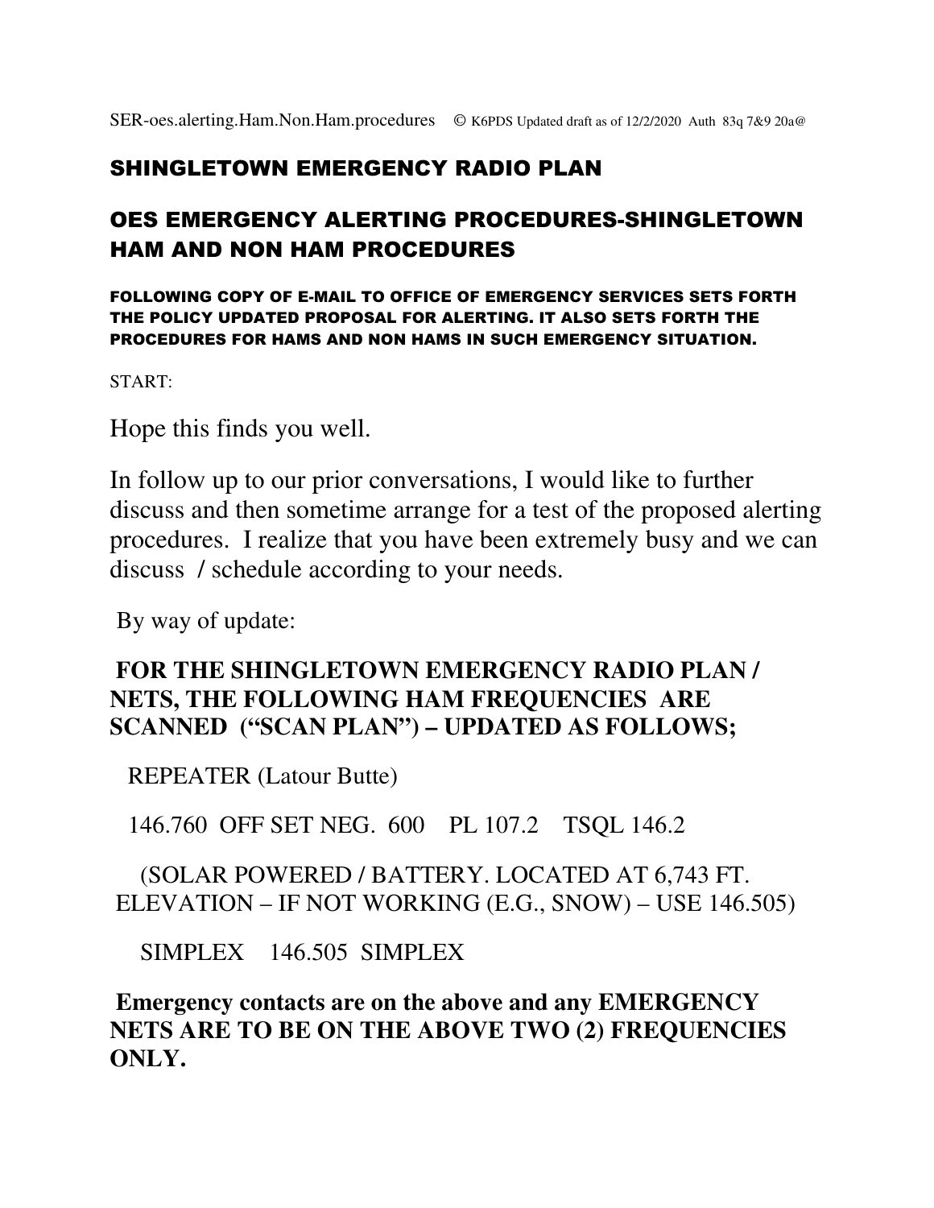SER-oes.alerting.Ham.Non.Ham.procedures © K6PDS Updated draft as of 12/2/2020 Auth 83q 7&9 20a@

# SHINGLETOWN EMERGENCY RADIO PLAN

## OES EMERGENCY ALERTING PROCEDURES-SHINGLETOWN HAM AND NON HAM PROCEDURES

**FOLLOWING COPY OF E-MAIL TO OFFICE OF EMERGENCY SERVICES SETS FORTH THE POLICY UPDATED PROPOSAL FOR ALERTING. IT ALSO SETS FORTH THE PROCEDURES FOR HAMS AND NON HAMS IN SUCH EMERGENCY SITUATION.**

START:

Hope this finds you well.

In follow up to our prior conversations, I would like to further discuss and then sometime arrange for a test of the proposed alerting procedures. I realize that you have been extremely busy and we can discuss / schedule according to your needs.

By way of update:

**FOR THE SHINGLETOWN EMERGENCY RADIO PLAN / NETS, THE FOLLOWING HAM FREQUENCIES ARE SCANNED ("SCAN PLAN") – UPDATED AS FOLLOWS;**

REPEATER (Latour Butte)

146.760 OFF SET NEG. 600 PL 107.2 TSQL 146.2

(SOLAR POWERED / BATTERY. LOCATED AT 6,743 FT. ELEVATION – IF NOT WORKING (E.G., SNOW) – USE 146.505)

SIMPLEX 146.505 SIMPLEX

**Emergency contacts are on the above and any EMERGENCY NETS ARE TO BE ON THE ABOVE TWO (2) FREQUENCIES ONLY.**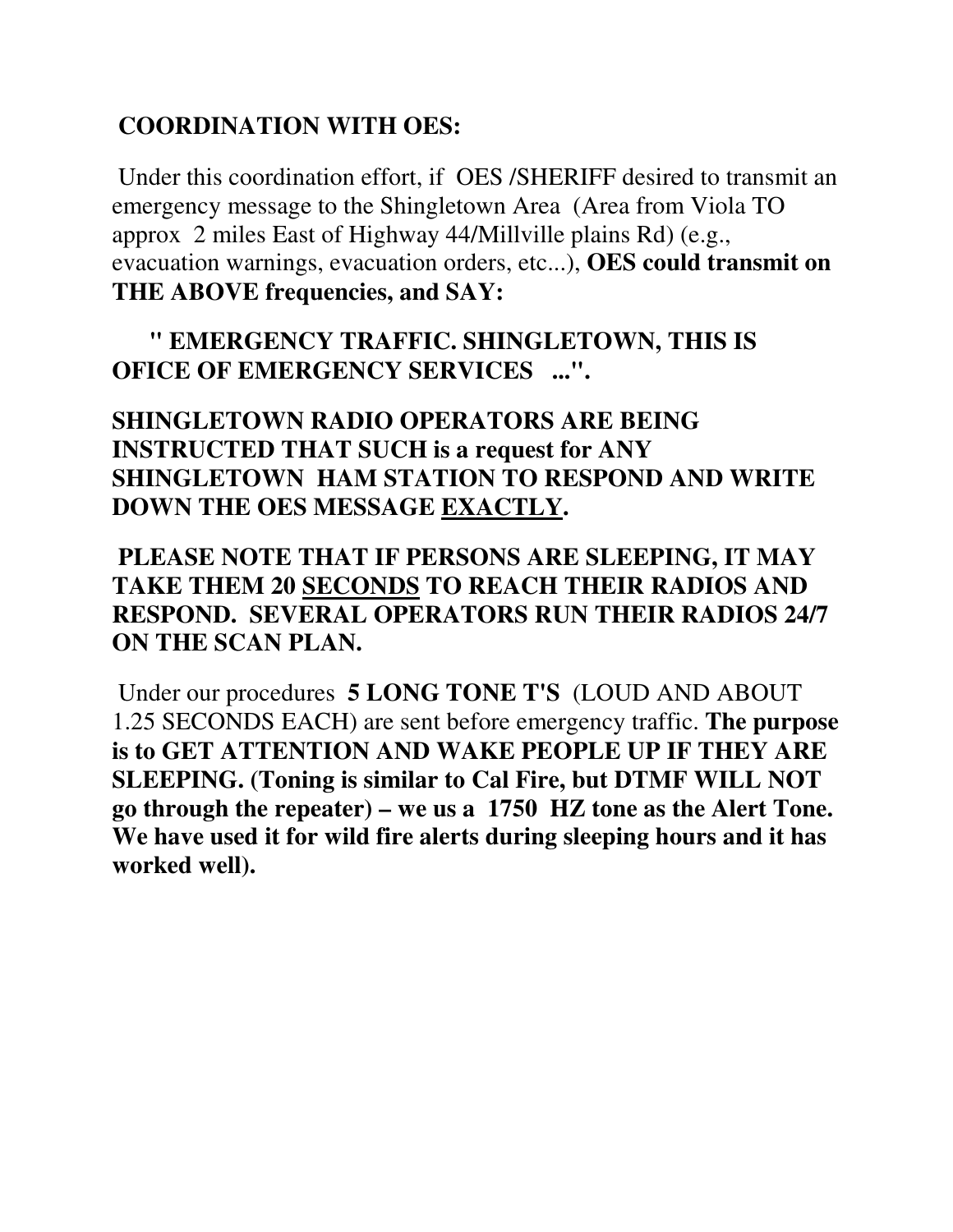## COORDINATION WITH OES:

Under this coordination effort, if OES /SHERIFF desired to transmit an emergency message to the Shingletown Area (Area from Viola TO approx 2 miles East of Highway 44/Millville plains Rd) (e.g., evacuation warnings, evacuation orders, etc...), **OES could transmit on THE ABOVE frequencies, and SAY:**

**" EMERGENCY TRAFFIC. SHINGLETOWN, THIS IS OFICE OF EMERGENCY SERVICES ...".**

**SHINGLETOWN RADIO OPERATORS ARE BEING INSTRUCTED THAT SUCH is a request for ANY SHINGLETOWN HAM STATION TO RESPOND AND WRITE DOWN THE OES MESSAGE <u>EXACTLY</u>.**

**PLEASE NOTE THAT IF PERSONS ARE SLEEPING, IT MAY TAKE THEM 20 <u>SECONDS</u> TO REACH THEIR RADIOS AND RESPOND. SEVERAL OPERATORS RUN THEIR RADIOS 24/7 ON THE SCAN PLAN.**

Under our procedures **5 LONG TONE T'S** (LOUD AND ABOUT 1.25 SECONDS EACH) are sent before emergency traffic. **The purpose is to GET ATTENTION AND WAKE PEOPLE UP IF THEY ARE SLEEPING. (Toning is similar to Cal Fire, but DTMF WILL NOT go through the repeater) – we us a 1750 HZ tone as the Alert Tone. We have used it for wild fire alerts during sleeping hours and it has worked well).**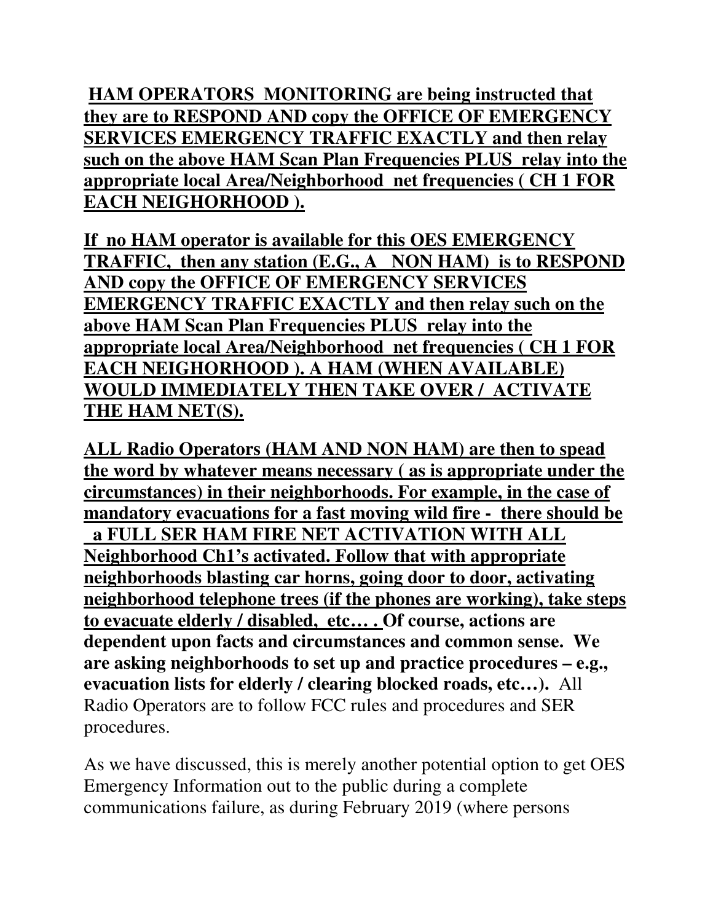**HAM OPERATORS MONITORING are being instructed that they are to RESPOND AND copy the OFFICE OF EMERGENCY SERVICES EMERGENCY TRAFFIC EXACTLY and then relay such on the above HAM Scan Plan Frequencies PLUS relay into the appropriate local Area/Neighborhood net frequencies ( CH 1 FOR EACH NEIGHORHOOD ).**

**If no HAM operator is available for this OES EMERGENCY TRAFFIC, then any station (E.G., A NON HAM) is to RESPOND AND copy the OFFICE OF EMERGENCY SERVICES EMERGENCY TRAFFIC EXACTLY and then relay such on the above HAM Scan Plan Frequencies PLUS relay into the appropriate local Area/Neighborhood net frequencies ( CH 1 FOR EACH NEIGHORHOOD ). A HAM (WHEN AVAILABLE) WOULD IMMEDIATELY THEN TAKE OVER / ACTIVATE THE HAM NET(S).**

**ALL Radio Operators (HAM AND NON HAM) are then to spead the word by whatever means necessary ( as is appropriate under the circumstances) in their neighborhoods. For example, in the case of mandatory evacuations for a fast moving wild fire - there should be a FULL SER HAM FIRE NET ACTIVATION WITH ALL Neighborhood Ch1's activated. Follow that with appropriate neighborhoods blasting car horns, going door to door, activating neighborhood telephone trees (if the phones are working), take steps to evacuate elderly / disabled, etc… . Of course, actions are dependent upon facts and circumstances and common sense. We are asking neighborhoods to set up and practice procedures – e.g., evacuation lists for elderly / clearing blocked roads, etc…).** All Radio Operators are to follow FCC rules and procedures and SER procedures.

As we have discussed, this is merely another potential option to get OES Emergency Information out to the public during a complete communications failure, as during February 2019 (where persons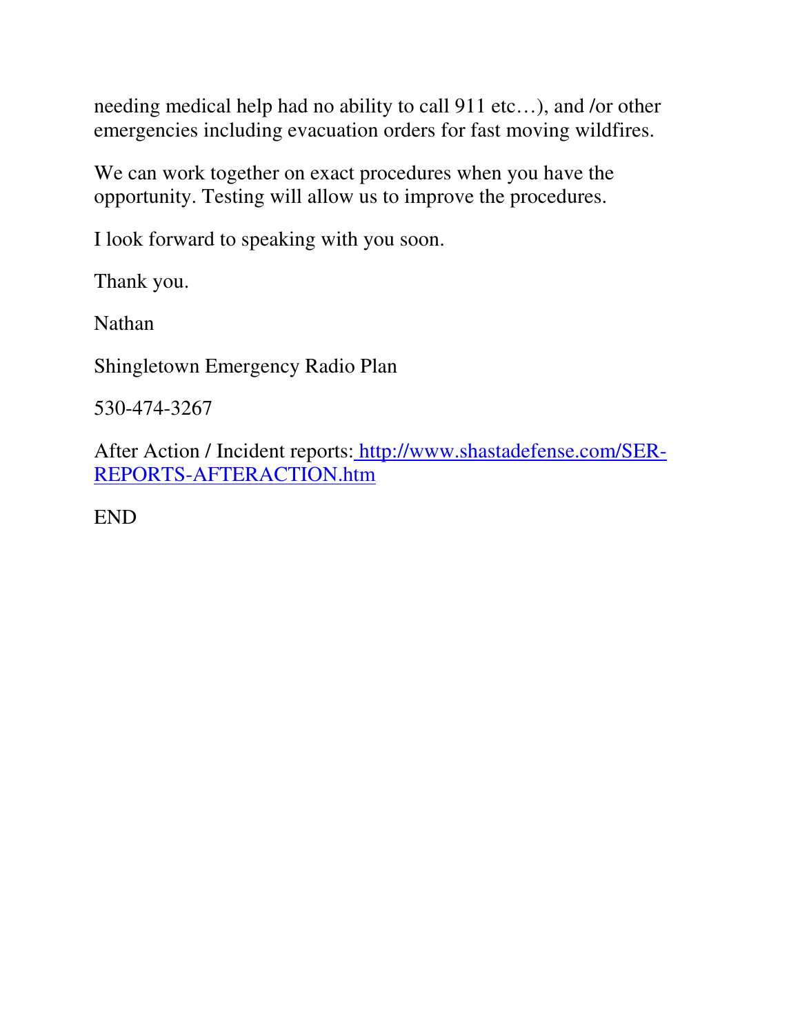needing medical help had no ability to call 911 etc…), and /or other emergencies including evacuation orders for fast moving wildfires.

We can work together on exact procedures when you have the opportunity. Testing will allow us to improve the procedures.

I look forward to speaking with you soon.

Thank you.

Nathan

Shingletown Emergency Radio Plan

530-474-3267

After Action / Incident reports: [http://www.shastadefense.com/SER-REPORTS-AFTERACTION.htm](http://www.shastadefense.com/SER-REPORTS-AFTERACTION.htm)

END